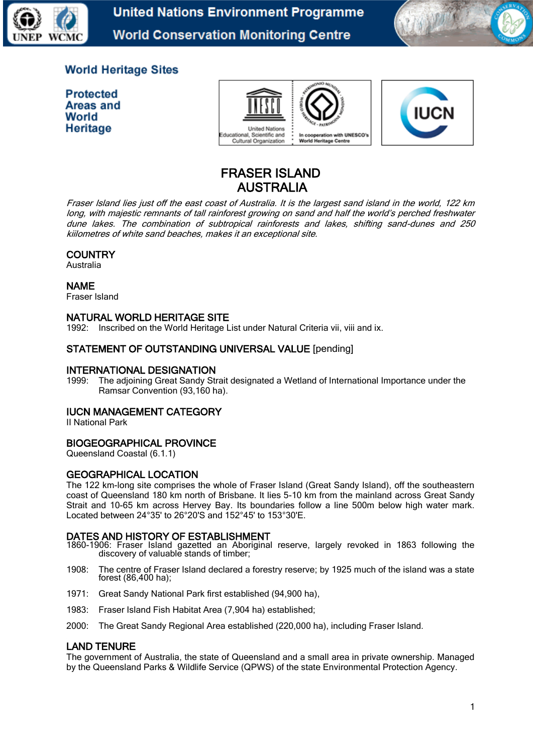World Heritage Sites

Protected Areas and World Heritage

# FRASER ISLAND
# AUSTRALIA

*Fraser Island lies just off the east coast of Australia. It is the largest sand island in the world, 122 km long, with majestic remnants of tall rainforest growing on sand and half the world's perched freshwater dune lakes. The combination of subtropical rainforests and lakes, shifting sand-dunes and 250 kiilometres of white sand beaches, makes it an exceptional site.*

## COUNTRY
Australia

## NAME
Fraser Island

## NATURAL WORLD HERITAGE SITE
1992: Inscribed on the World Heritage List under Natural Criteria vii, viii and ix.

## STATEMENT OF OUTSTANDING UNIVERSAL VALUE [pending]

## INTERNATIONAL DESIGNATION
1999: The adjoining Great Sandy Strait designated a Wetland of International Importance under the Ramsar Convention (93,160 ha).

## IUCN MANAGEMENT CATEGORY
II National Park

## BIOGEOGRAPHICAL PROVINCE
Queensland Coastal (6.1.1)

## GEOGRAPHICAL LOCATION
The 122 km-long site comprises the whole of Fraser Island (Great Sandy Island), off the southeastern coast of Queensland 180 km north of Brisbane. It lies 5-10 km from the mainland across Great Sandy Strait and 10-65 km across Hervey Bay. Its boundaries follow a line 500m below high water mark. Located between 24°35' to 26°20'S and 152°45' to 153°30'E.

## DATES AND HISTORY OF ESTABLISHMENT
1860-1906: Fraser Island gazetted an Aboriginal reserve, largely revoked in 1863 following the discovery of valuable stands of timber;

1908: The centre of Fraser Island declared a forestry reserve; by 1925 much of the island was a state forest (86,400 ha);

1971: Great Sandy National Park first established (94,900 ha),

1983: Fraser Island Fish Habitat Area (7,904 ha) established;

2000: The Great Sandy Regional Area established (220,000 ha), including Fraser Island.

## LAND TENURE
The government of Australia, the state of Queensland and a small area in private ownership. Managed by the Queensland Parks & Wildlife Service (QPWS) of the state Environmental Protection Agency.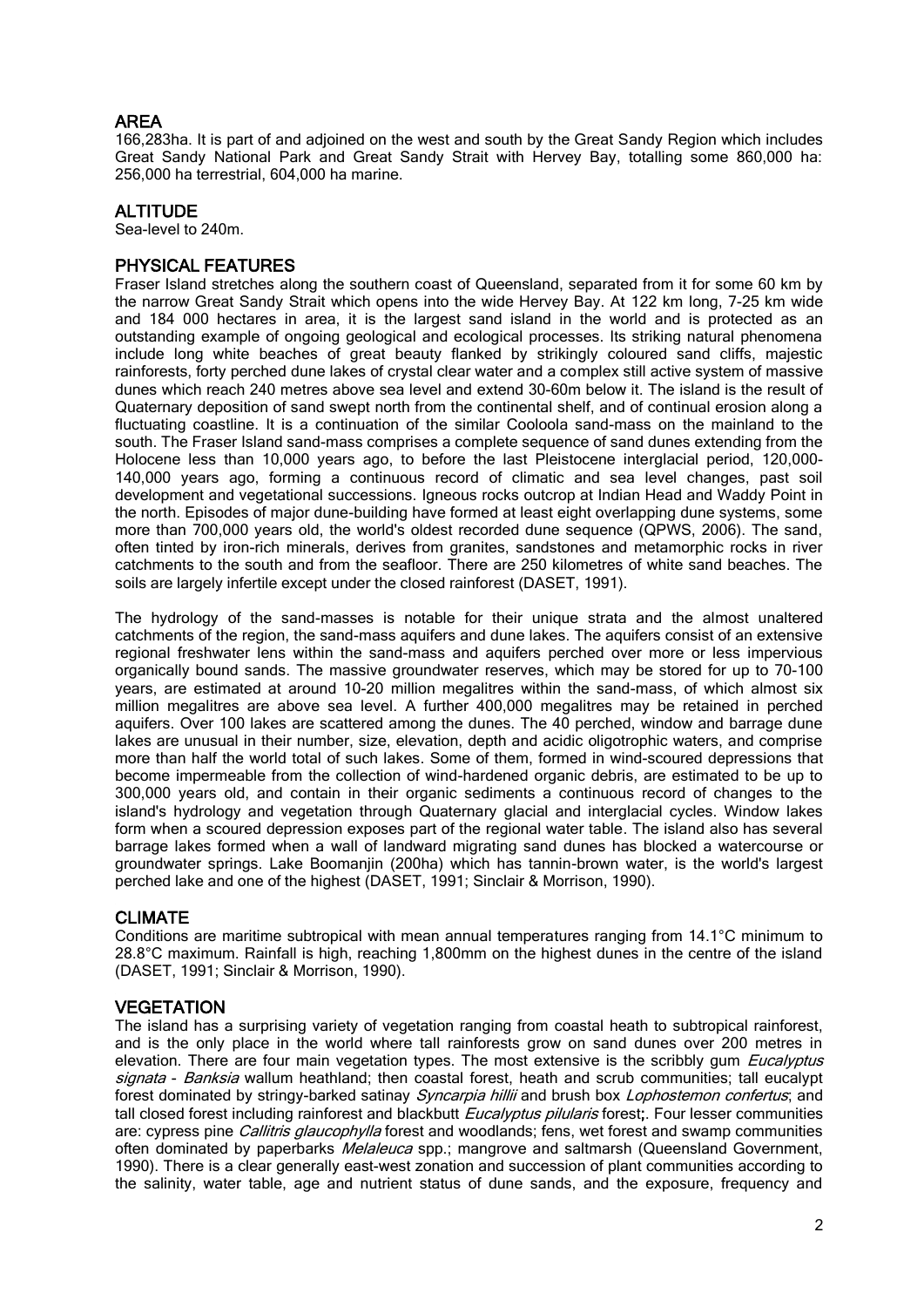## AREA

166,283ha. It is part of and adjoined on the west and south by the Great Sandy Region which includes Great Sandy National Park and Great Sandy Strait with Hervey Bay, totalling some 860,000 ha: 256,000 ha terrestrial, 604,000 ha marine.

## ALTITUDE

Sea-level to 240m.

## PHYSICAL FEATURES

Fraser Island stretches along the southern coast of Queensland, separated from it for some 60 km by the narrow Great Sandy Strait which opens into the wide Hervey Bay. At 122 km long, 7-25 km wide and 184 000 hectares in area, it is the largest sand island in the world and is protected as an outstanding example of ongoing geological and ecological processes. Its striking natural phenomena include long white beaches of great beauty flanked by strikingly coloured sand cliffs, majestic rainforests, forty perched dune lakes of crystal clear water and a complex still active system of massive dunes which reach 240 metres above sea level and extend 30-60m below it. The island is the result of Quaternary deposition of sand swept north from the continental shelf, and of continual erosion along a fluctuating coastline. It is a continuation of the similar Cooloola sand-mass on the mainland to the south. The Fraser Island sand-mass comprises a complete sequence of sand dunes extending from the Holocene less than 10,000 years ago, to before the last Pleistocene interglacial period, 120,000-140,000 years ago, forming a continuous record of climatic and sea level changes, past soil development and vegetational successions. Igneous rocks outcrop at Indian Head and Waddy Point in the north. Episodes of major dune-building have formed at least eight overlapping dune systems, some more than 700,000 years old, the world's oldest recorded dune sequence (QPWS, 2006). The sand, often tinted by iron-rich minerals, derives from granites, sandstones and metamorphic rocks in river catchments to the south and from the seafloor. There are 250 kilometres of white sand beaches. The soils are largely infertile except under the closed rainforest (DASET, 1991).

The hydrology of the sand-masses is notable for their unique strata and the almost unaltered catchments of the region, the sand-mass aquifers and dune lakes. The aquifers consist of an extensive regional freshwater lens within the sand-mass and aquifers perched over more or less impervious organically bound sands. The massive groundwater reserves, which may be stored for up to 70-100 years, are estimated at around 10-20 million megalitres within the sand-mass, of which almost six million megalitres are above sea level. A further 400,000 megalitres may be retained in perched aquifers. Over 100 lakes are scattered among the dunes. The 40 perched, window and barrage dune lakes are unusual in their number, size, elevation, depth and acidic oligotrophic waters, and comprise more than half the world total of such lakes. Some of them, formed in wind-scoured depressions that become impermeable from the collection of wind-hardened organic debris, are estimated to be up to 300,000 years old, and contain in their organic sediments a continuous record of changes to the island's hydrology and vegetation through Quaternary glacial and interglacial cycles. Window lakes form when a scoured depression exposes part of the regional water table. The island also has several barrage lakes formed when a wall of landward migrating sand dunes has blocked a watercourse or groundwater springs. Lake Boomanjin (200ha) which has tannin-brown water, is the world's largest perched lake and one of the highest (DASET, 1991; Sinclair & Morrison, 1990).

## CLIMATE

Conditions are maritime subtropical with mean annual temperatures ranging from 14.1°C minimum to 28.8°C maximum. Rainfall is high, reaching 1,800mm on the highest dunes in the centre of the island (DASET, 1991; Sinclair & Morrison, 1990).

## VEGETATION

The island has a surprising variety of vegetation ranging from coastal heath to subtropical rainforest, and is the only place in the world where tall rainforests grow on sand dunes over 200 metres in elevation. There are four main vegetation types. The most extensive is the scribbly gum *Eucalyptus signata* - *Banksia* wallum heathland; then coastal forest, heath and scrub communities; tall eucalypt forest dominated by stringy-barked satinay *Syncarpia hillii* and brush box *Lophostemon confertus*; and tall closed forest including rainforest and blackbutt *Eucalyptus pilularis* forest;. Four lesser communities are: cypress pine *Callitris glaucophylla* forest and woodlands; fens, wet forest and swamp communities often dominated by paperbarks *Melaleuca* spp.; mangrove and saltmarsh (Queensland Government, 1990). There is a clear generally east-west zonation and succession of plant communities according to the salinity, water table, age and nutrient status of dune sands, and the exposure, frequency and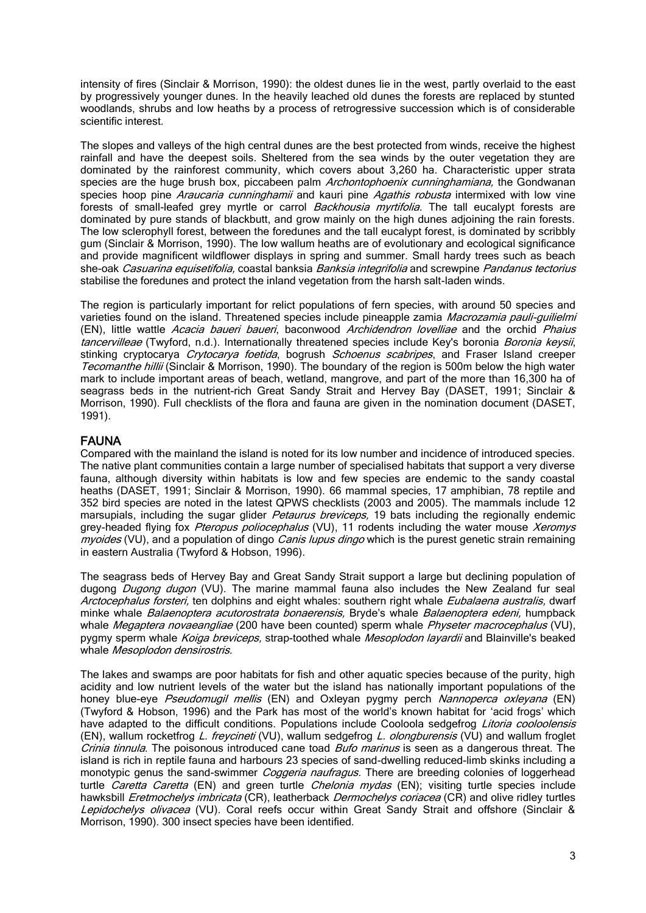intensity of fires (Sinclair & Morrison, 1990): the oldest dunes lie in the west, partly overlaid to the east by progressively younger dunes. In the heavily leached old dunes the forests are replaced by stunted woodlands, shrubs and low heaths by a process of retrogressive succession which is of considerable scientific interest.

The slopes and valleys of the high central dunes are the best protected from winds, receive the highest rainfall and have the deepest soils. Sheltered from the sea winds by the outer vegetation they are dominated by the rainforest community, which covers about 3,260 ha. Characteristic upper strata species are the huge brush box, piccabeen palm *Archontophoenix cunninghamiana,* the Gondwanan species hoop pine *Araucaria cunninghamii* and kauri pine *Agathis robusta* intermixed with low vine forests of small-leafed grey myrtle or carrol *Backhousia myrtifolia.* The tall eucalypt forests are dominated by pure stands of blackbutt, and grow mainly on the high dunes adjoining the rain forests. The low sclerophyll forest, between the foredunes and the tall eucalypt forest, is dominated by scribbly gum (Sinclair & Morrison, 1990). The low wallum heaths are of evolutionary and ecological significance and provide magnificent wildflower displays in spring and summer. Small hardy trees such as beach she-oak *Casuarina equisetifolia,* coastal banksia *Banksia integrifolia* and screwpine *Pandanus tectorius* stabilise the foredunes and protect the inland vegetation from the harsh salt-laden winds.

The region is particularly important for relict populations of fern species, with around 50 species and varieties found on the island. Threatened species include pineapple zamia *Macrozamia pauli-guilielmi* (EN), little wattle *Acacia baueri baueri*, baconwood *Archidendron lovelliae* and the orchid *Phaius tancervilleae* (Twyford, n.d.). Internationally threatened species include Key's boronia *Boronia keysii*, stinking cryptocarya *Crytocarya foetida*, bogrush *Schoenus scabripes*, and Fraser Island creeper *Tecomanthe hillii* (Sinclair & Morrison, 1990). The boundary of the region is 500m below the high water mark to include important areas of beach, wetland, mangrove, and part of the more than 16,300 ha of seagrass beds in the nutrient-rich Great Sandy Strait and Hervey Bay (DASET, 1991; Sinclair & Morrison, 1990). Full checklists of the flora and fauna are given in the nomination document (DASET, 1991).

## FAUNA

Compared with the mainland the island is noted for its low number and incidence of introduced species. The native plant communities contain a large number of specialised habitats that support a very diverse fauna, although diversity within habitats is low and few species are endemic to the sandy coastal heaths (DASET, 1991; Sinclair & Morrison, 1990). 66 mammal species, 17 amphibian, 78 reptile and 352 bird species are noted in the latest QPWS checklists (2003 and 2005). The mammals include 12 marsupials, including the sugar glider *Petaurus breviceps,* 19 bats including the regionally endemic grey-headed flying fox *Pteropus poliocephalus* (VU), 11 rodents including the water mouse *Xeromys myoides* (VU), and a population of dingo *Canis lupus dingo* which is the purest genetic strain remaining in eastern Australia (Twyford & Hobson, 1996).

The seagrass beds of Hervey Bay and Great Sandy Strait support a large but declining population of dugong *Dugong dugon* (VU). The marine mammal fauna also includes the New Zealand fur seal *Arctocephalus forsteri,* ten dolphins and eight whales: southern right whale *Eubalaena australis,* dwarf minke whale *Balaenoptera acutorostrata bonaerensis,* Bryde's whale *Balaenoptera edeni,* humpback whale *Megaptera novaeangliae* (200 have been counted) sperm whale *Physeter macrocephalus* (VU), pygmy sperm whale *Koiga breviceps,* strap-toothed whale *Mesoplodon layardii* and Blainville's beaked whale *Mesoplodon densirostris.*

The lakes and swamps are poor habitats for fish and other aquatic species because of the purity, high acidity and low nutrient levels of the water but the island has nationally important populations of the honey blue-eye *Pseudomugil mellis* (EN) and Oxleyan pygmy perch *Nannoperca oxleyana* (EN) (Twyford & Hobson, 1996) and the Park has most of the world's known habitat for 'acid frogs' which have adapted to the difficult conditions. Populations include Cooloola sedgefrog *Litoria cooloolensis* (EN), wallum rocketfrog *L. freycineti* (VU), wallum sedgefrog *L. olongburensis* (VU) and wallum froglet *Crinia tinnula*. The poisonous introduced cane toad *Bufo marinus* is seen as a dangerous threat. The island is rich in reptile fauna and harbours 23 species of sand-dwelling reduced-limb skinks including a monotypic genus the sand-swimmer *Coggeria naufragus.* There are breeding colonies of loggerhead turtle *Caretta Caretta* (EN) and green turtle *Chelonia mydas* (EN); visiting turtle species include hawksbill *Eretmochelys imbricata* (CR), leatherback *Dermochelys coriacea* (CR) and olive ridley turtles *Lepidochelys olivacea* (VU). Coral reefs occur within Great Sandy Strait and offshore (Sinclair & Morrison, 1990). 300 insect species have been identified.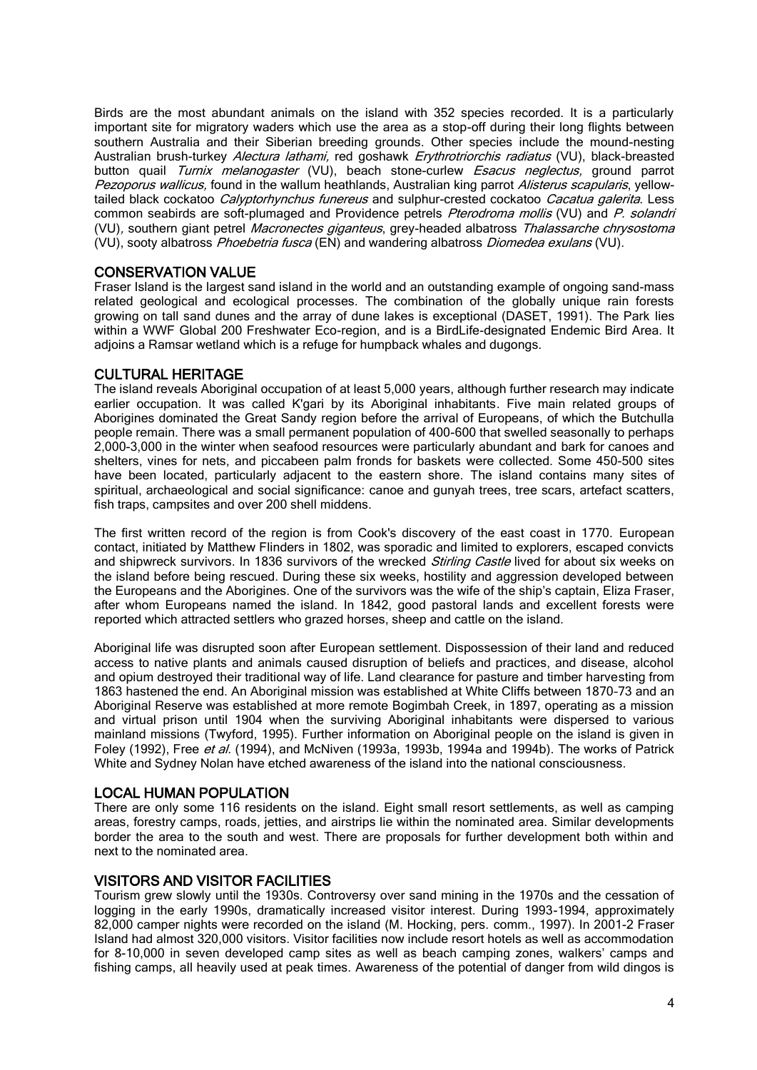Birds are the most abundant animals on the island with 352 species recorded. It is a particularly important site for migratory waders which use the area as a stop-off during their long flights between southern Australia and their Siberian breeding grounds. Other species include the mound-nesting Australian brush-turkey *Alectura lathami*, red goshawk *Erythrotriorchis radiatus* (VU), black-breasted button quail *Turnix melanogaster* (VU), beach stone-curlew *Esacus neglectus*, ground parrot *Pezoporus wallicus*, found in the wallum heathlands, Australian king parrot *Alisterus scapularis*, yellow-tailed black cockatoo *Calyptorhynchus funereus* and sulphur-crested cockatoo *Cacatua galerita*. Less common seabirds are soft-plumaged and Providence petrels *Pterodroma mollis* (VU) and *P. solandri* (VU), southern giant petrel *Macronectes giganteus*, grey-headed albatross *Thalassarche chrysostoma* (VU), sooty albatross *Phoebetria fusca* (EN) and wandering albatross *Diomedea exulans* (VU).

## CONSERVATION VALUE

Fraser Island is the largest sand island in the world and an outstanding example of ongoing sand-mass related geological and ecological processes. The combination of the globally unique rain forests growing on tall sand dunes and the array of dune lakes is exceptional (DASET, 1991). The Park lies within a WWF Global 200 Freshwater Eco-region, and is a BirdLife-designated Endemic Bird Area. It adjoins a Ramsar wetland which is a refuge for humpback whales and dugongs.

## CULTURAL HERITAGE

The island reveals Aboriginal occupation of at least 5,000 years, although further research may indicate earlier occupation. It was called K'gari by its Aboriginal inhabitants. Five main related groups of Aborigines dominated the Great Sandy region before the arrival of Europeans, of which the Butchulla people remain. There was a small permanent population of 400-600 that swelled seasonally to perhaps 2,000-3,000 in the winter when seafood resources were particularly abundant and bark for canoes and shelters, vines for nets, and piccabeen palm fronds for baskets were collected. Some 450-500 sites have been located, particularly adjacent to the eastern shore. The island contains many sites of spiritual, archaeological and social significance: canoe and gunyah trees, tree scars, artefact scatters, fish traps, campsites and over 200 shell middens.

The first written record of the region is from Cook's discovery of the east coast in 1770. European contact, initiated by Matthew Flinders in 1802, was sporadic and limited to explorers, escaped convicts and shipwreck survivors. In 1836 survivors of the wrecked *Stirling Castle* lived for about six weeks on the island before being rescued. During these six weeks, hostility and aggression developed between the Europeans and the Aborigines. One of the survivors was the wife of the ship's captain, Eliza Fraser, after whom Europeans named the island. In 1842, good pastoral lands and excellent forests were reported which attracted settlers who grazed horses, sheep and cattle on the island.

Aboriginal life was disrupted soon after European settlement. Dispossession of their land and reduced access to native plants and animals caused disruption of beliefs and practices, and disease, alcohol and opium destroyed their traditional way of life. Land clearance for pasture and timber harvesting from 1863 hastened the end. An Aboriginal mission was established at White Cliffs between 1870-73 and an Aboriginal Reserve was established at more remote Bogimbah Creek, in 1897, operating as a mission and virtual prison until 1904 when the surviving Aboriginal inhabitants were dispersed to various mainland missions (Twyford, 1995). Further information on Aboriginal people on the island is given in Foley (1992), Free *et al.* (1994), and McNiven (1993a, 1993b, 1994a and 1994b). The works of Patrick White and Sydney Nolan have etched awareness of the island into the national consciousness.

## LOCAL HUMAN POPULATION

There are only some 116 residents on the island. Eight small resort settlements, as well as camping areas, forestry camps, roads, jetties, and airstrips lie within the nominated area. Similar developments border the area to the south and west. There are proposals for further development both within and next to the nominated area.

## VISITORS AND VISITOR FACILITIES

Tourism grew slowly until the 1930s. Controversy over sand mining in the 1970s and the cessation of logging in the early 1990s, dramatically increased visitor interest. During 1993-1994, approximately 82,000 camper nights were recorded on the island (M. Hocking, pers. comm., 1997). In 2001-2 Fraser Island had almost 320,000 visitors. Visitor facilities now include resort hotels as well as accommodation for 8-10,000 in seven developed camp sites as well as beach camping zones, walkers' camps and fishing camps, all heavily used at peak times. Awareness of the potential of danger from wild dingos is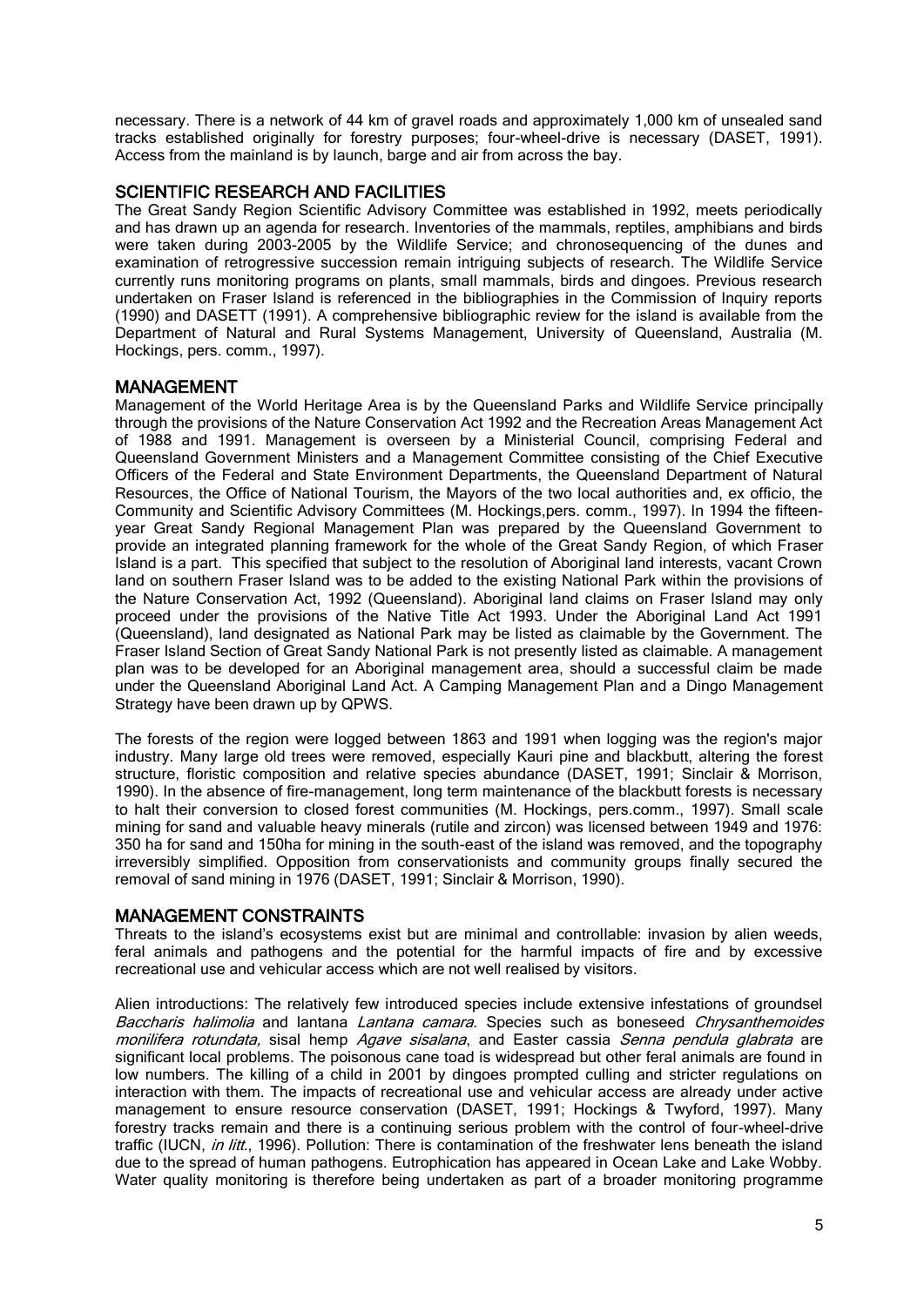necessary. There is a network of 44 km of gravel roads and approximately 1,000 km of unsealed sand tracks established originally for forestry purposes; four-wheel-drive is necessary (DASET, 1991). Access from the mainland is by launch, barge and air from across the bay.

## SCIENTIFIC RESEARCH AND FACILITIES

The Great Sandy Region Scientific Advisory Committee was established in 1992, meets periodically and has drawn up an agenda for research. Inventories of the mammals, reptiles, amphibians and birds were taken during 2003-2005 by the Wildlife Service; and chronosequencing of the dunes and examination of retrogressive succession remain intriguing subjects of research. The Wildlife Service currently runs monitoring programs on plants, small mammals, birds and dingoes. Previous research undertaken on Fraser Island is referenced in the bibliographies in the Commission of Inquiry reports (1990) and DASETT (1991). A comprehensive bibliographic review for the island is available from the Department of Natural and Rural Systems Management, University of Queensland, Australia (M. Hockings, pers. comm., 1997).

## MANAGEMENT

Management of the World Heritage Area is by the Queensland Parks and Wildlife Service principally through the provisions of the Nature Conservation Act 1992 and the Recreation Areas Management Act of 1988 and 1991. Management is overseen by a Ministerial Council, comprising Federal and Queensland Government Ministers and a Management Committee consisting of the Chief Executive Officers of the Federal and State Environment Departments, the Queensland Department of Natural Resources, the Office of National Tourism, the Mayors of the two local authorities and, ex officio, the Community and Scientific Advisory Committees (M. Hockings,pers. comm., 1997). In 1994 the fifteen-year Great Sandy Regional Management Plan was prepared by the Queensland Government to provide an integrated planning framework for the whole of the Great Sandy Region, of which Fraser Island is a part. This specified that subject to the resolution of Aboriginal land interests, vacant Crown land on southern Fraser Island was to be added to the existing National Park within the provisions of the Nature Conservation Act, 1992 (Queensland). Aboriginal land claims on Fraser Island may only proceed under the provisions of the Native Title Act 1993. Under the Aboriginal Land Act 1991 (Queensland), land designated as National Park may be listed as claimable by the Government. The Fraser Island Section of Great Sandy National Park is not presently listed as claimable. A management plan was to be developed for an Aboriginal management area, should a successful claim be made under the Queensland Aboriginal Land Act. A Camping Management Plan and a Dingo Management Strategy have been drawn up by QPWS.

The forests of the region were logged between 1863 and 1991 when logging was the region's major industry. Many large old trees were removed, especially Kauri pine and blackbutt, altering the forest structure, floristic composition and relative species abundance (DASET, 1991; Sinclair & Morrison, 1990). In the absence of fire-management, long term maintenance of the blackbutt forests is necessary to halt their conversion to closed forest communities (M. Hockings, pers.comm., 1997). Small scale mining for sand and valuable heavy minerals (rutile and zircon) was licensed between 1949 and 1976: 350 ha for sand and 150ha for mining in the south-east of the island was removed, and the topography irreversibly simplified. Opposition from conservationists and community groups finally secured the removal of sand mining in 1976 (DASET, 1991; Sinclair & Morrison, 1990).

## MANAGEMENT CONSTRAINTS

Threats to the island's ecosystems exist but are minimal and controllable: invasion by alien weeds, feral animals and pathogens and the potential for the harmful impacts of fire and by excessive recreational use and vehicular access which are not well realised by visitors.

Alien introductions: The relatively few introduced species include extensive infestations of groundsel *Baccharis halimolia* and lantana *Lantana camara*. Species such as boneseed *Chrysanthemoides monilifera rotundata,* sisal hemp *Agave sisalana*, and Easter cassia *Senna pendula glabrata* are significant local problems. The poisonous cane toad is widespread but other feral animals are found in low numbers. The killing of a child in 2001 by dingoes prompted culling and stricter regulations on interaction with them. The impacts of recreational use and vehicular access are already under active management to ensure resource conservation (DASET, 1991; Hockings & Twyford, 1997). Many forestry tracks remain and there is a continuing serious problem with the control of four-wheel-drive traffic (IUCN, *in litt.*, 1996). Pollution: There is contamination of the freshwater lens beneath the island due to the spread of human pathogens. Eutrophication has appeared in Ocean Lake and Lake Wobby. Water quality monitoring is therefore being undertaken as part of a broader monitoring programme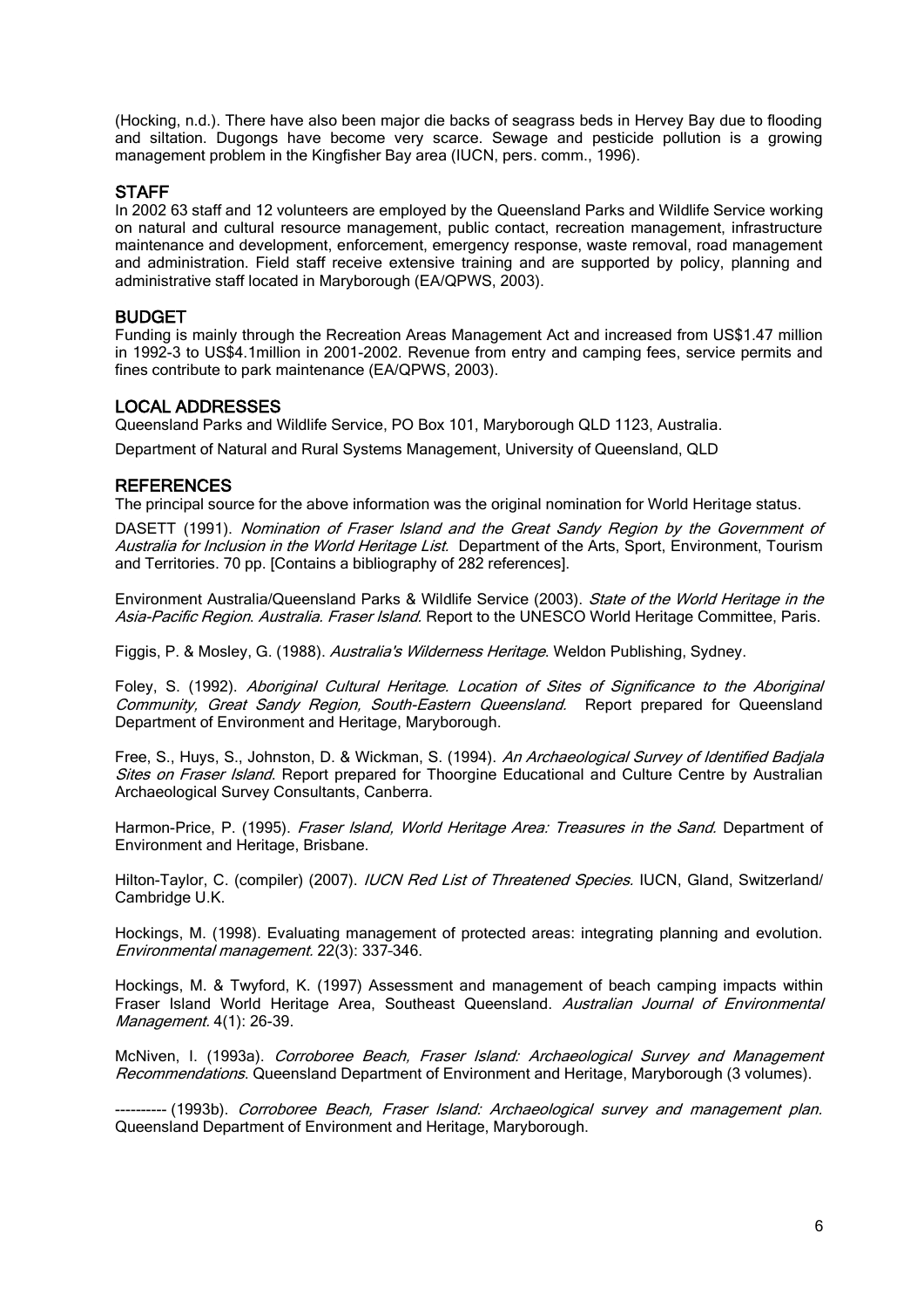(Hocking, n.d.). There have also been major die backs of seagrass beds in Hervey Bay due to flooding and siltation. Dugongs have become very scarce. Sewage and pesticide pollution is a growing management problem in the Kingfisher Bay area (IUCN, pers. comm., 1996).

## STAFF

In 2002 63 staff and 12 volunteers are employed by the Queensland Parks and Wildlife Service working on natural and cultural resource management, public contact, recreation management, infrastructure maintenance and development, enforcement, emergency response, waste removal, road management and administration. Field staff receive extensive training and are supported by policy, planning and administrative staff located in Maryborough (EA/QPWS, 2003).

## BUDGET

Funding is mainly through the Recreation Areas Management Act and increased from US$1.47 million in 1992-3 to US$4.1million in 2001-2002. Revenue from entry and camping fees, service permits and fines contribute to park maintenance (EA/QPWS, 2003).

## LOCAL ADDRESSES

Queensland Parks and Wildlife Service, PO Box 101, Maryborough QLD 1123, Australia.

Department of Natural and Rural Systems Management, University of Queensland, QLD

## REFERENCES

The principal source for the above information was the original nomination for World Heritage status.

DASETT (1991). *Nomination of Fraser Island and the Great Sandy Region by the Government of Australia for Inclusion in the World Heritage List*. Department of the Arts, Sport, Environment, Tourism and Territories. 70 pp. [Contains a bibliography of 282 references].

Environment Australia/Queensland Parks & Wildlife Service (2003). *State of the World Heritage in the Asia-Pacific Region. Australia. Fraser Island*. Report to the UNESCO World Heritage Committee, Paris.

Figgis, P. & Mosley, G. (1988). *Australia's Wilderness Heritage*. Weldon Publishing, Sydney.

Foley, S. (1992). *Aboriginal Cultural Heritage. Location of Sites of Significance to the Aboriginal Community, Great Sandy Region, South-Eastern Queensland.* Report prepared for Queensland Department of Environment and Heritage, Maryborough.

Free, S., Huys, S., Johnston, D. & Wickman, S. (1994). *An Archaeological Survey of Identified Badjala Sites on Fraser Island*. Report prepared for Thoorgine Educational and Culture Centre by Australian Archaeological Survey Consultants, Canberra.

Harmon-Price, P. (1995). *Fraser Island, World Heritage Area: Treasures in the Sand.* Department of Environment and Heritage, Brisbane.

Hilton-Taylor, C. (compiler) (2007). *IUCN Red List of Threatened Species.* IUCN, Gland, Switzerland/ Cambridge U.K.

Hockings, M. (1998). Evaluating management of protected areas: integrating planning and evolution. *Environmental management.* 22(3): 337-346.

Hockings, M. & Twyford, K. (1997) Assessment and management of beach camping impacts within Fraser Island World Heritage Area, Southeast Queensland. *Australian Journal of Environmental Management.* 4(1): 26-39.

McNiven, I. (1993a). *Corroboree Beach, Fraser Island: Archaeological Survey and Management Recommendations*. Queensland Department of Environment and Heritage, Maryborough (3 volumes).

---------- (1993b). *Corroboree Beach, Fraser Island: Archaeological survey and management plan.* Queensland Department of Environment and Heritage, Maryborough.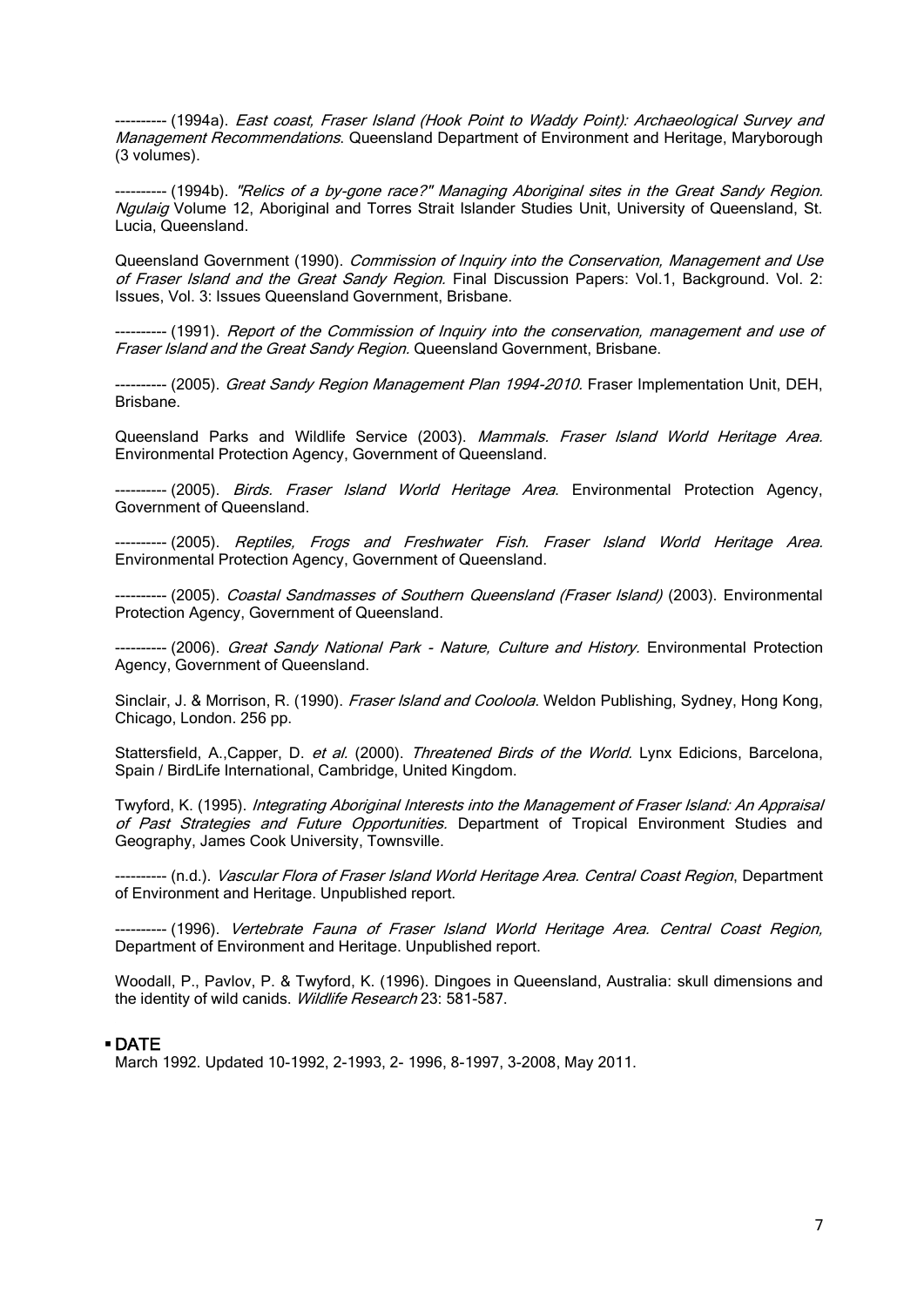---------- (1994a). *East coast, Fraser Island (Hook Point to Waddy Point): Archaeological Survey and Management Recommendations*. Queensland Department of Environment and Heritage, Maryborough (3 volumes).

---------- (1994b). *"Relics of a by-gone race?" Managing Aboriginal sites in the Great Sandy Region. Ngulaig* Volume 12, Aboriginal and Torres Strait Islander Studies Unit, University of Queensland, St. Lucia, Queensland.

Queensland Government (1990). *Commission of Inquiry into the Conservation, Management and Use of Fraser Island and the Great Sandy Region.* Final Discussion Papers: Vol.1, Background. Vol. 2: Issues, Vol. 3: Issues Queensland Government, Brisbane.

---------- (1991). *Report of the Commission of Inquiry into the conservation, management and use of Fraser Island and the Great Sandy Region.* Queensland Government, Brisbane.

---------- (2005). *Great Sandy Region Management Plan 1994-2010*. Fraser Implementation Unit, DEH, Brisbane.

Queensland Parks and Wildlife Service (2003). *Mammals. Fraser Island World Heritage Area.* Environmental Protection Agency, Government of Queensland.

---------- (2005). *Birds. Fraser Island World Heritage Area*. Environmental Protection Agency, Government of Queensland.

---------- (2005). *Reptiles, Frogs and Freshwater Fish. Fraser Island World Heritage Area.* Environmental Protection Agency, Government of Queensland.

---------- (2005). *Coastal Sandmasses of Southern Queensland (Fraser Island)* (2003). Environmental Protection Agency, Government of Queensland.

---------- (2006). *Great Sandy National Park - Nature, Culture and History.* Environmental Protection Agency, Government of Queensland.

Sinclair, J. & Morrison, R. (1990). *Fraser Island and Cooloola*. Weldon Publishing, Sydney, Hong Kong, Chicago, London. 256 pp.

Stattersfield, A.,Capper, D. *et al.* (2000). *Threatened Birds of the World.* Lynx Edicions, Barcelona, Spain / BirdLife International, Cambridge, United Kingdom.

Twyford, K. (1995). *Integrating Aboriginal Interests into the Management of Fraser Island: An Appraisal of Past Strategies and Future Opportunities.* Department of Tropical Environment Studies and Geography, James Cook University, Townsville.

---------- (n.d.). *Vascular Flora of Fraser Island World Heritage Area. Central Coast Region*, Department of Environment and Heritage. Unpublished report.

---------- (1996). *Vertebrate Fauna of Fraser Island World Heritage Area. Central Coast Region,* Department of Environment and Heritage. Unpublished report.

Woodall, P., Pavlov, P. & Twyford, K. (1996). Dingoes in Queensland, Australia: skull dimensions and the identity of wild canids. *Wildlife Research* 23: 581-587.

## ▪ DATE

March 1992. Updated 10-1992, 2-1993, 2- 1996, 8-1997, 3-2008, May 2011.